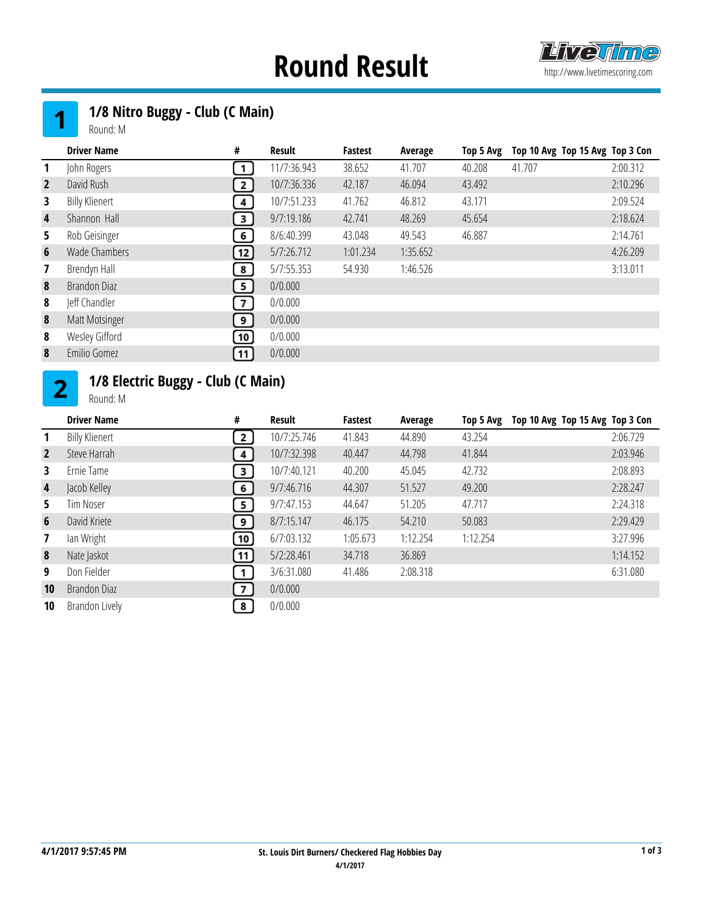# Round Result

http://www.livetimescoring.com

## 1 — 1/8 Nitro Buggy - Club (C Main)

Round: M

| | Driver Name | # | Result | Fastest | Average | Top 5 Avg | Top 10 Avg | Top 15 Avg | Top 3 Con |
|---|---|---|---|---|---|---|---|---|---|
| 1 | John Rogers | 1 | 11/7:36.943 | 38.652 | 41.707 | 40.208 | 41.707 | | 2:00.312 |
| 2 | David Rush | 2 | 10/7:36.336 | 42.187 | 46.094 | 43.492 | | | 2:10.296 |
| 3 | Billy Klienert | 4 | 10/7:51.233 | 41.762 | 46.812 | 43.171 | | | 2:09.524 |
| 4 | Shannon Hall | 3 | 9/7:19.186 | 42.741 | 48.269 | 45.654 | | | 2:18.624 |
| 5 | Rob Geisinger | 6 | 8/6:40.399 | 43.048 | 49.543 | 46.887 | | | 2:14.761 |
| 6 | Wade Chambers | 12 | 5/7:26.712 | 1:01.234 | 1:35.652 | | | | 4:26.209 |
| 7 | Brendyn Hall | 8 | 5/7:55.353 | 54.930 | 1:46.526 | | | | 3:13.011 |
| 8 | Brandon Diaz | 5 | 0/0.000 | | | | | | |
| 8 | Jeff Chandler | 7 | 0/0.000 | | | | | | |
| 8 | Matt Motsinger | 9 | 0/0.000 | | | | | | |
| 8 | Wesley Gifford | 10 | 0/0.000 | | | | | | |
| 8 | Emilio Gomez | 11 | 0/0.000 | | | | | | |

## 2 — 1/8 Electric Buggy - Club (C Main)

Round: M

| | Driver Name | # | Result | Fastest | Average | Top 5 Avg | Top 10 Avg | Top 15 Avg | Top 3 Con |
|---|---|---|---|---|---|---|---|---|---|
| 1 | Billy Klienert | 2 | 10/7:25.746 | 41.843 | 44.890 | 43.254 | | | 2:06.729 |
| 2 | Steve Harrah | 4 | 10/7:32.398 | 40.447 | 44.798 | 41.844 | | | 2:03.946 |
| 3 | Ernie Tame | 3 | 10/7:40.121 | 40.200 | 45.045 | 42.732 | | | 2:08.893 |
| 4 | Jacob Kelley | 6 | 9/7:46.716 | 44.307 | 51.527 | 49.200 | | | 2:28.247 |
| 5 | Tim Noser | 5 | 9/7:47.153 | 44.647 | 51.205 | 47.717 | | | 2:24.318 |
| 6 | David Kriete | 9 | 8/7:15.147 | 46.175 | 54.210 | 50.083 | | | 2:29.429 |
| 7 | Ian Wright | 10 | 6/7:03.132 | 1:05.673 | 1:12.254 | 1:12.254 | | | 3:27.996 |
| 8 | Nate Jaskot | 11 | 5/2:28.461 | 34.718 | 36.869 | | | | 1:14.152 |
| 9 | Don Fielder | 1 | 3/6:31.080 | 41.486 | 2:08.318 | | | | 6:31.080 |
| 10 | Brandon Diaz | 7 | 0/0.000 | | | | | | |
| 10 | Brandon Lively | 8 | 0/0.000 | | | | | | |

4/1/2017 9:57:45 PM

St. Louis Dirt Burners/ Checkered Flag Hobbies Day
4/1/2017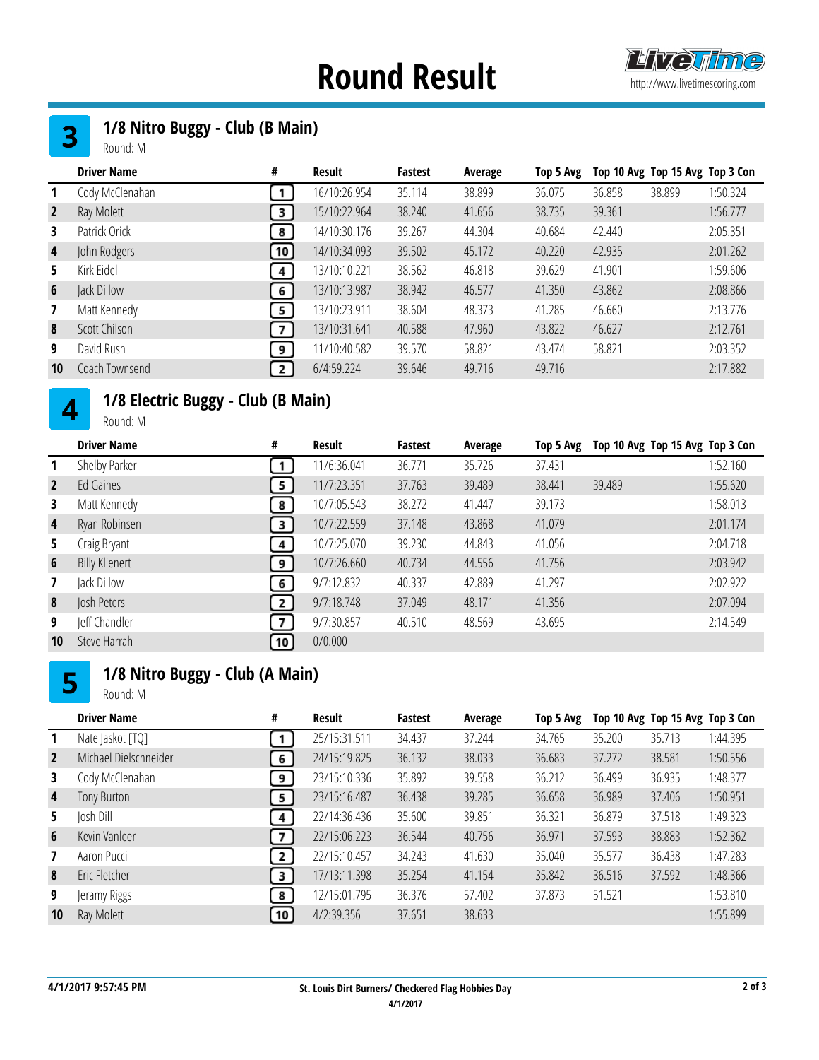# Round Result

## 3 1/8 Nitro Buggy - Club (B Main)

Round: M

| | Driver Name | # | Result | Fastest | Average | Top 5 Avg | Top 10 Avg | Top 15 Avg | Top 3 Con |
|---|---|---|---|---|---|---|---|---|---|
| 1 | Cody McClenahan | 1 | 16/10:26.954 | 35.114 | 38.899 | 36.075 | 36.858 | 38.899 | 1:50.324 |
| 2 | Ray Molett | 3 | 15/10:22.964 | 38.240 | 41.656 | 38.735 | 39.361 | | 1:56.777 |
| 3 | Patrick Orick | 8 | 14/10:30.176 | 39.267 | 44.304 | 40.684 | 42.440 | | 2:05.351 |
| 4 | John Rodgers | 10 | 14/10:34.093 | 39.502 | 45.172 | 40.220 | 42.935 | | 2:01.262 |
| 5 | Kirk Eidel | 4 | 13/10:10.221 | 38.562 | 46.818 | 39.629 | 41.901 | | 1:59.606 |
| 6 | Jack Dillow | 6 | 13/10:13.987 | 38.942 | 46.577 | 41.350 | 43.862 | | 2:08.866 |
| 7 | Matt Kennedy | 5 | 13/10:23.911 | 38.604 | 48.373 | 41.285 | 46.660 | | 2:13.776 |
| 8 | Scott Chilson | 7 | 13/10:31.641 | 40.588 | 47.960 | 43.822 | 46.627 | | 2:12.761 |
| 9 | David Rush | 9 | 11/10:40.582 | 39.570 | 58.821 | 43.474 | 58.821 | | 2:03.352 |
| 10 | Coach Townsend | 2 | 6/4:59.224 | 39.646 | 49.716 | 49.716 | | | 2:17.882 |

## 4 1/8 Electric Buggy - Club (B Main)

Round: M

| | Driver Name | # | Result | Fastest | Average | Top 5 Avg | Top 10 Avg | Top 15 Avg | Top 3 Con |
|---|---|---|---|---|---|---|---|---|---|
| 1 | Shelby Parker | 1 | 11/6:36.041 | 36.771 | 35.726 | 37.431 | | | 1:52.160 |
| 2 | Ed Gaines | 5 | 11/7:23.351 | 37.763 | 39.489 | 38.441 | 39.489 | | 1:55.620 |
| 3 | Matt Kennedy | 8 | 10/7:05.543 | 38.272 | 41.447 | 39.173 | | | 1:58.013 |
| 4 | Ryan Robinsen | 3 | 10/7:22.559 | 37.148 | 43.868 | 41.079 | | | 2:01.174 |
| 5 | Craig Bryant | 4 | 10/7:25.070 | 39.230 | 44.843 | 41.056 | | | 2:04.718 |
| 6 | Billy Klienert | 9 | 10/7:26.660 | 40.734 | 44.556 | 41.756 | | | 2:03.942 |
| 7 | Jack Dillow | 6 | 9/7:12.832 | 40.337 | 42.889 | 41.297 | | | 2:02.922 |
| 8 | Josh Peters | 2 | 9/7:18.748 | 37.049 | 48.171 | 41.356 | | | 2:07.094 |
| 9 | Jeff Chandler | 7 | 9/7:30.857 | 40.510 | 48.569 | 43.695 | | | 2:14.549 |
| 10 | Steve Harrah | 10 | 0/0.000 | | | | | | |

## 5 1/8 Nitro Buggy - Club (A Main)

Round: M

| | Driver Name | # | Result | Fastest | Average | Top 5 Avg | Top 10 Avg | Top 15 Avg | Top 3 Con |
|---|---|---|---|---|---|---|---|---|---|
| 1 | Nate Jaskot [TQ] | 1 | 25/15:31.511 | 34.437 | 37.244 | 34.765 | 35.200 | 35.713 | 1:44.395 |
| 2 | Michael Dielschneider | 6 | 24/15:19.825 | 36.132 | 38.033 | 36.683 | 37.272 | 38.581 | 1:50.556 |
| 3 | Cody McClenahan | 9 | 23/15:10.336 | 35.892 | 39.558 | 36.212 | 36.499 | 36.935 | 1:48.377 |
| 4 | Tony Burton | 5 | 23/15:16.487 | 36.438 | 39.285 | 36.658 | 36.989 | 37.406 | 1:50.951 |
| 5 | Josh Dill | 4 | 22/14:36.436 | 35.600 | 39.851 | 36.321 | 36.879 | 37.518 | 1:49.323 |
| 6 | Kevin Vanleer | 7 | 22/15:06.223 | 36.544 | 40.756 | 36.971 | 37.593 | 38.883 | 1:52.362 |
| 7 | Aaron Pucci | 2 | 22/15:10.457 | 34.243 | 41.630 | 35.040 | 35.577 | 36.438 | 1:47.283 |
| 8 | Eric Fletcher | 3 | 17/13:11.398 | 35.254 | 41.154 | 35.842 | 36.516 | 37.592 | 1:48.366 |
| 9 | Jeramy Riggs | 8 | 12/15:01.795 | 36.376 | 57.402 | 37.873 | 51.521 | | 1:53.810 |
| 10 | Ray Molett | 10 | 4/2:39.356 | 37.651 | 38.633 | | | | 1:55.899 |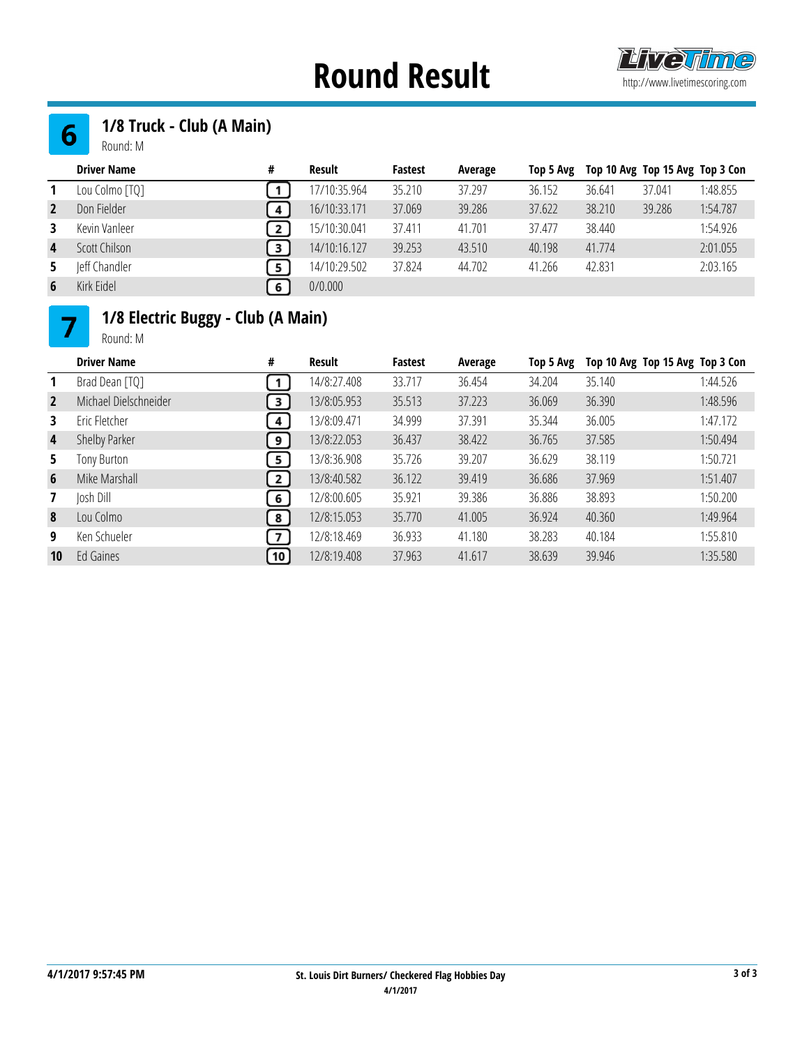# Round Result

## 6 1/8 Truck - Club (A Main)

Round: M

| | Driver Name | # | Result | Fastest | Average | Top 5 Avg | Top 10 Avg | Top 15 Avg | Top 3 Con |
|---|---|---|---|---|---|---|---|---|---|
| 1 | Lou Colmo [TQ] | 1 | 17/10:35.964 | 35.210 | 37.297 | 36.152 | 36.641 | 37.041 | 1:48.855 |
| 2 | Don Fielder | 4 | 16/10:33.171 | 37.069 | 39.286 | 37.622 | 38.210 | 39.286 | 1:54.787 |
| 3 | Kevin Vanleer | 2 | 15/10:30.041 | 37.411 | 41.701 | 37.477 | 38.440 | | 1:54.926 |
| 4 | Scott Chilson | 3 | 14/10:16.127 | 39.253 | 43.510 | 40.198 | 41.774 | | 2:01.055 |
| 5 | Jeff Chandler | 5 | 14/10:29.502 | 37.824 | 44.702 | 41.266 | 42.831 | | 2:03.165 |
| 6 | Kirk Eidel | 6 | 0/0.000 | | | | | | |

## 7 1/8 Electric Buggy - Club (A Main)

Round: M

| | Driver Name | # | Result | Fastest | Average | Top 5 Avg | Top 10 Avg | Top 15 Avg | Top 3 Con |
|---|---|---|---|---|---|---|---|---|---|
| 1 | Brad Dean [TQ] | 1 | 14/8:27.408 | 33.717 | 36.454 | 34.204 | 35.140 | | 1:44.526 |
| 2 | Michael Dielschneider | 3 | 13/8:05.953 | 35.513 | 37.223 | 36.069 | 36.390 | | 1:48.596 |
| 3 | Eric Fletcher | 4 | 13/8:09.471 | 34.999 | 37.391 | 35.344 | 36.005 | | 1:47.172 |
| 4 | Shelby Parker | 9 | 13/8:22.053 | 36.437 | 38.422 | 36.765 | 37.585 | | 1:50.494 |
| 5 | Tony Burton | 5 | 13/8:36.908 | 35.726 | 39.207 | 36.629 | 38.119 | | 1:50.721 |
| 6 | Mike Marshall | 2 | 13/8:40.582 | 36.122 | 39.419 | 36.686 | 37.969 | | 1:51.407 |
| 7 | Josh Dill | 6 | 12/8:00.605 | 35.921 | 39.386 | 36.886 | 38.893 | | 1:50.200 |
| 8 | Lou Colmo | 8 | 12/8:15.053 | 35.770 | 41.005 | 36.924 | 40.360 | | 1:49.964 |
| 9 | Ken Schueler | 7 | 12/8:18.469 | 36.933 | 41.180 | 38.283 | 40.184 | | 1:55.810 |
| 10 | Ed Gaines | 10 | 12/8:19.408 | 37.963 | 41.617 | 38.639 | 39.946 | | 1:35.580 |